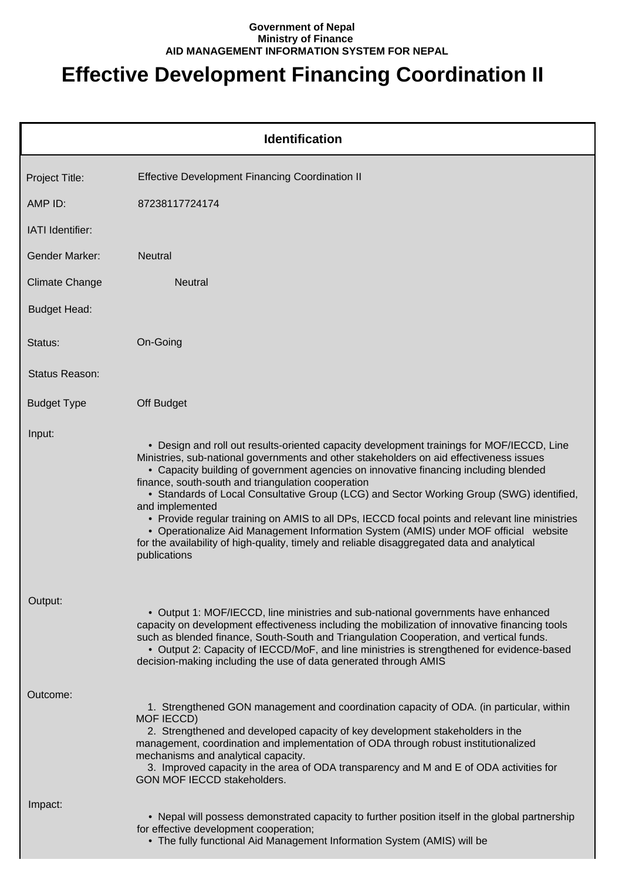**Government of Nepal**
**Ministry of Finance**
**AID MANAGEMENT INFORMATION SYSTEM FOR NEPAL**

# Effective Development Financing Coordination II

## Identification

| | |
|---|---|
| Project Title: | Effective Development Financing Coordination II |
| AMP ID: | 87238117724174 |
| IATI Identifier: | |
| Gender Marker: | Neutral |
| Climate Change | Neutral |
| Budget Head: | |
| Status: | On-Going |
| Status Reason: | |
| Budget Type | Off Budget |

**Input:**

- Design and roll out results-oriented capacity development trainings for MOF/IECCD, Line Ministries, sub-national governments and other stakeholders on aid effectiveness issues
- Capacity building of government agencies on innovative financing including blended finance, south-south and triangulation cooperation
- Standards of Local Consultative Group (LCG) and Sector Working Group (SWG) identified, and implemented
- Provide regular training on AMIS to all DPs, IECCD focal points and relevant line ministries
- Operationalize Aid Management Information System (AMIS) under MOF official website for the availability of high-quality, timely and reliable disaggregated data and analytical publications

**Output:**

- Output 1: MOF/IECCD, line ministries and sub-national governments have enhanced capacity on development effectiveness including the mobilization of innovative financing tools such as blended finance, South-South and Triangulation Cooperation, and vertical funds.
- Output 2: Capacity of IECCD/MoF, and line ministries is strengthened for evidence-based decision-making including the use of data generated through AMIS

**Outcome:**

1. Strengthened GON management and coordination capacity of ODA. (in particular, within MOF IECCD)
2. Strengthened and developed capacity of key development stakeholders in the management, coordination and implementation of ODA through robust institutionalized mechanisms and analytical capacity.
3. Improved capacity in the area of ODA transparency and M and E of ODA activities for GON MOF IECCD stakeholders.

**Impact:**

- Nepal will possess demonstrated capacity to further position itself in the global partnership for effective development cooperation;
- The fully functional Aid Management Information System (AMIS) will be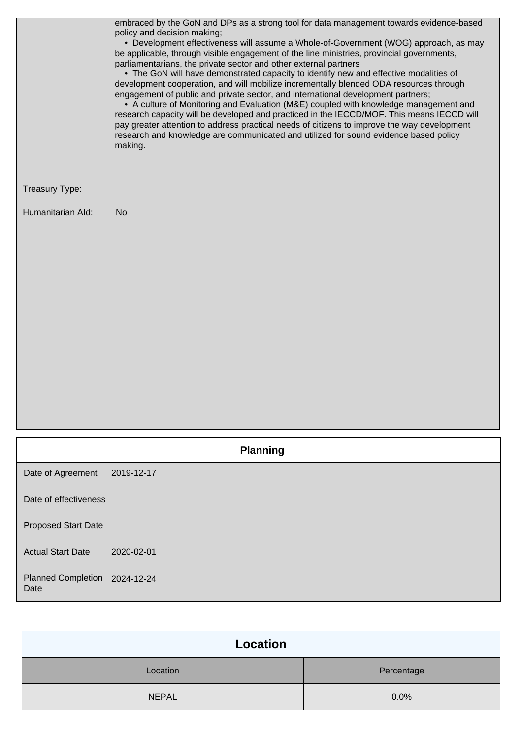embraced by the GoN and DPs as a strong tool for data management towards evidence-based policy and decision making;

- Development effectiveness will assume a Whole-of-Government (WOG) approach, as may be applicable, through visible engagement of the line ministries, provincial governments, parliamentarians, the private sector and other external partners
- The GoN will have demonstrated capacity to identify new and effective modalities of development cooperation, and will mobilize incrementally blended ODA resources through engagement of public and private sector, and international development partners;
- A culture of Monitoring and Evaluation (M&E) coupled with knowledge management and research capacity will be developed and practiced in the IECCD/MOF. This means IECCD will pay greater attention to address practical needs of citizens to improve the way development research and knowledge are communicated and utilized for sound evidence based policy making.

Treasury Type:

Humanitarian AId: No

## Planning

| | |
|---|---|
| Date of Agreement | 2019-12-17 |
| Date of effectiveness | |
| Proposed Start Date | |
| Actual Start Date | 2020-02-01 |
| Planned Completion Date | 2024-12-24 |

## Location

| Location | Percentage |
|---|---|
| NEPAL | 0.0% |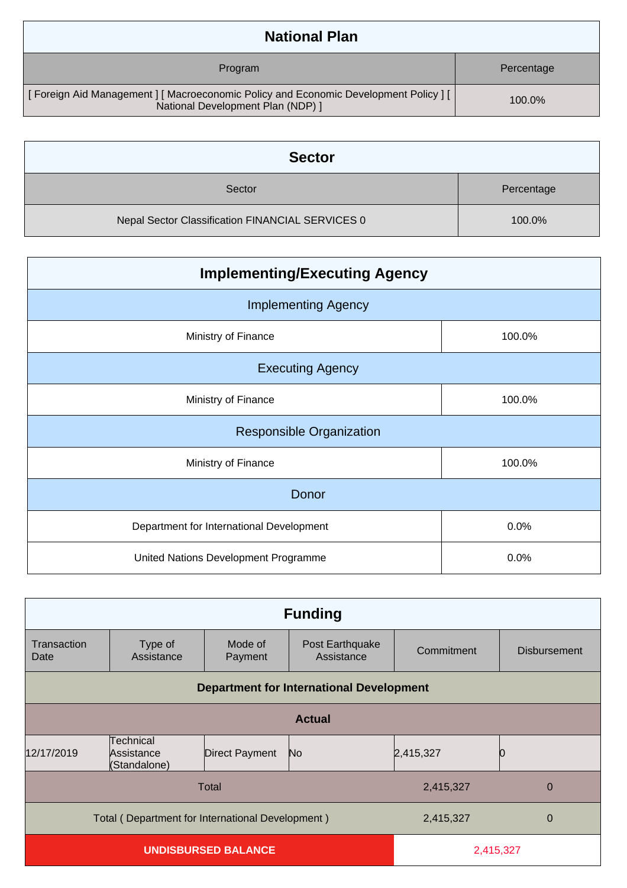## National Plan

| Program | Percentage |
|---|---|
| [ Foreign Aid Management ] [ Macroeconomic Policy and Economic Development Policy ] [ National Development Plan (NDP) ] | 100.0% |

## Sector

| Sector | Percentage |
|---|---|
| Nepal Sector Classification FINANCIAL SERVICES 0 | 100.0% |

## Implementing/Executing Agency

| Implementing Agency | |
|---|---|
| Ministry of Finance | 100.0% |
| **Executing Agency** | |
| Ministry of Finance | 100.0% |
| **Responsible Organization** | |
| Ministry of Finance | 100.0% |
| **Donor** | |
| Department for International Development | 0.0% |
| United Nations Development Programme | 0.0% |

## Funding

| Transaction Date | Type of Assistance | Mode of Payment | Post Earthquake Assistance | Commitment | Disbursement |
|---|---|---|---|---|---|
| **Department for International Development** | | | | | |
| **Actual** | | | | | |
| 12/17/2019 | Technical Assistance (Standalone) | Direct Payment | No | 2,415,327 | 0 |
| Total | | | | 2,415,327 | 0 |
| Total ( Department for International Development ) | | | | 2,415,327 | 0 |
| **UNDISBURSED BALANCE** | | | | 2,415,327 | |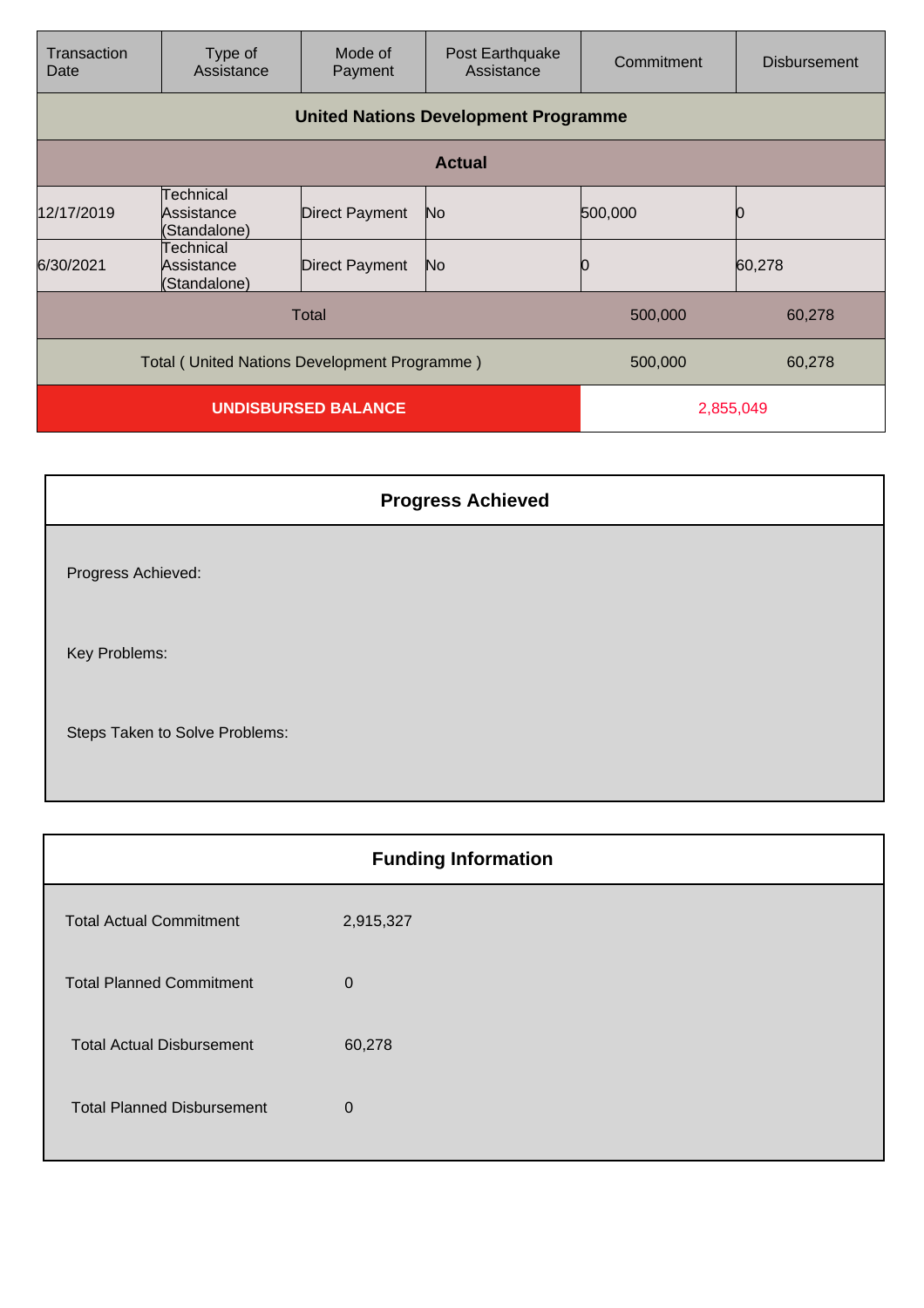| Transaction Date | Type of Assistance | Mode of Payment | Post Earthquake Assistance | Commitment | Disbursement |
|---|---|---|---|---|---|
| **United Nations Development Programme** | | | | | |
| **Actual** | | | | | |
| 12/17/2019 | Technical Assistance (Standalone) | Direct Payment | No | 500,000 | 0 |
| 6/30/2021 | Technical Assistance (Standalone) | Direct Payment | No | 0 | 60,278 |
| Total | | | | 500,000 | 60,278 |
| Total ( United Nations Development Programme ) | | | | 500,000 | 60,278 |
| **UNDISBURSED BALANCE** | | | | 2,855,049 | |

| **Progress Achieved** |
|---|
| Progress Achieved: |
| Key Problems: |
| Steps Taken to Solve Problems: |

| **Funding Information** | |
|---|---|
| Total Actual Commitment | 2,915,327 |
| Total Planned Commitment | 0 |
| Total Actual Disbursement | 60,278 |
| Total Planned Disbursement | 0 |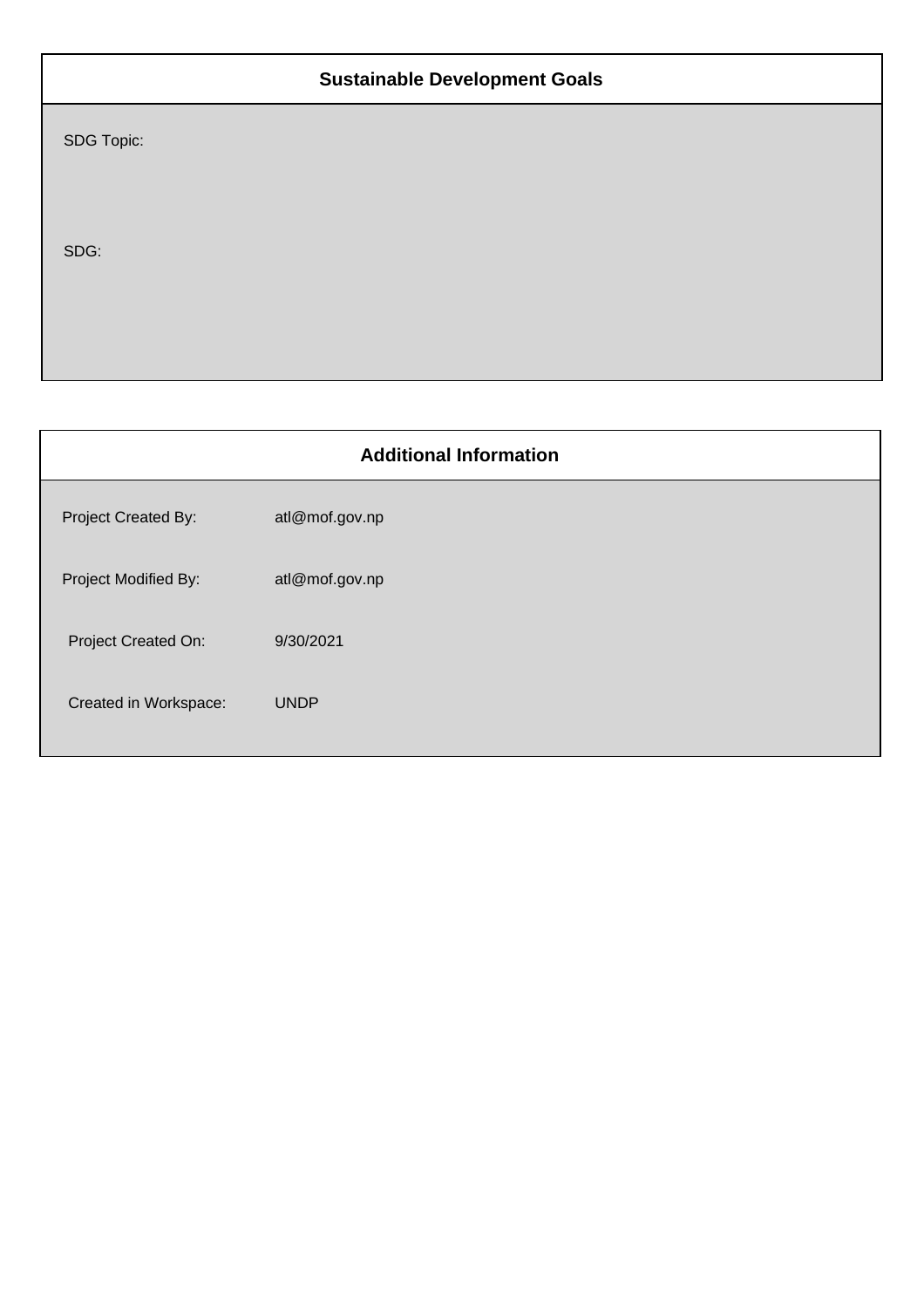## Sustainable Development Goals

SDG Topic:

SDG:

## Additional Information

| | |
|---|---|
| Project Created By: | atl@mof.gov.np |
| Project Modified By: | atl@mof.gov.np |
| Project Created On: | 9/30/2021 |
| Created in Workspace: | UNDP |